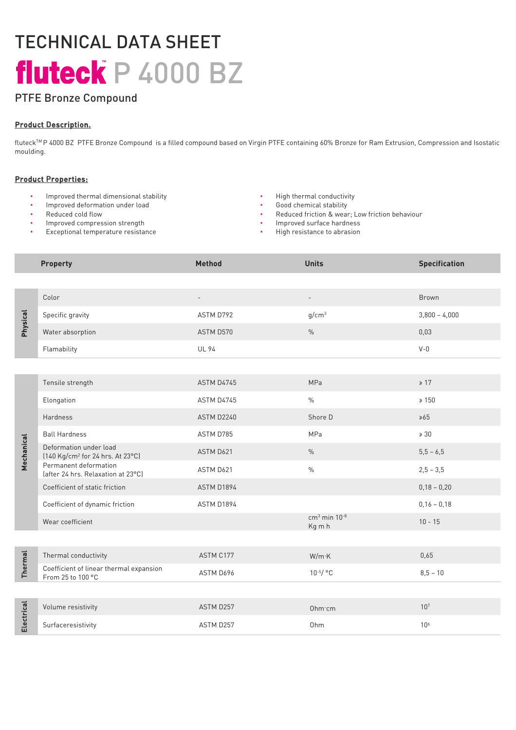# TECHNICAL DATA SHEET

# fluteck™ P 4000 BZ

## PTFE Bronze Compound

**Product Description.**

fluteck™ P 4000 BZ PTFE Bronze Compound is a filled compound based on Virgin PTFE containing 60% Bronze for Ram Extrusion, Compression and Isostatic moulding.

**Product Properties:**

- Improved thermal dimensional stability
- Improved deformation under load
- Reduced cold flow
- Improved compression strength
- Exceptional temperature resistance
- High thermal conductivity
- Good chemical stability
- Reduced friction & wear; Low friction behaviour
- Improved surface hardness
- High resistance to abrasion

| | Property | Method | Units | Specification |
|---|---|---|---|---|
| Physical | Color | - | - | Brown |
| | Specific gravity | ASTM D792 | g/cm$^3$ | 3,800 – 4,000 |
| | Water absorption | ASTM D570 | % | 0,03 |
| | Flamability | UL 94 | | V-0 |
| Mechanical | Tensile strength | ASTM D4745 | MPa | ≥ 17 |
| | Elongation | ASTM D4745 | % | ≥ 150 |
| | Hardness | ASTM D2240 | Shore D | ≥65 |
| | Ball Hardness | ASTM D785 | MPa | ≥ 30 |
| | Deformation under load (140 Kg/cm$^2$ for 24 hrs. At 23°C) | ASTM D621 | % | 5,5 – 6,5 |
| | Permanent deformation (after 24 hrs. Relaxation at 23°C) | ASTM D621 | % | 2,5 – 3,5 |
| | Coefficient of static friction | ASTM D1894 | | 0,18 – 0,20 |
| | Coefficient of dynamic friction | ASTM D1894 | | 0,16 – 0,18 |
| | Wear coefficient | | cm$^3$ min $10^{-8}$ / Kg m h | 10 - 15 |
| Thermal | Thermal conductivity | ASTM C177 | W/m·K | 0,65 |
| | Coefficient of linear thermal expansion From 25 to 100 °C | ASTM D696 | $10^{-5}$/ °C | 8,5 – 10 |
| Electrical | Volume resistivity | ASTM D257 | Ohm·cm | $10^7$ |
| | Surfaceresistivity | ASTM D257 | Ohm | $10^6$ |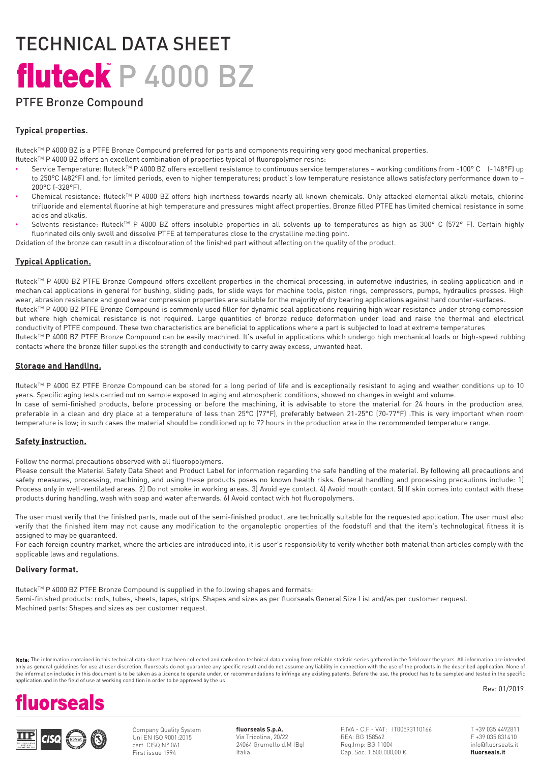# TECHNICAL DATA SHEET

# fluteck™ P 4000 BZ

## PTFE Bronze Compound

### Typical properties.

fluteck™ P 4000 BZ is a PTFE Bronze Compound preferred for parts and components requiring very good mechanical properties.
fluteck™ P 4000 BZ offers an excellent combination of properties typical of fluoropolymer resins:

- Service Temperature: fluteck™ P 4000 BZ offers excellent resistance to continuous service temperatures – working conditions from -100° C (-148°F) up to 250°C (482°F) and, for limited periods, even to higher temperatures; product's low temperature resistance allows satisfactory performance down to – 200°C (-328°F).
- Chemical resistance: fluteck™ P 4000 BZ offers high inertness towards nearly all known chemicals. Only attacked elemental alkali metals, chlorine trifluoride and elemental fluorine at high temperature and pressures might affect properties. Bronze filled PTFE has limited chemical resistance in some acids and alkalis.
- Solvents resistance: fluteck™ P 4000 BZ offers insoluble properties in all solvents up to temperatures as high as 300° C (572° F). Certain highly fluorinated oils only swell and dissolve PTFE at temperatures close to the crystalline melting point.

Oxidation of the bronze can result in a discolouration of the finished part without affecting on the quality of the product.

### Typical Application.

fluteck™ P 4000 BZ PTFE Bronze Compound offers excellent properties in the chemical processing, in automotive industries, in sealing application and in mechanical applications in general for bushing, sliding pads, for slide ways for machine tools, piston rings, compressors, pumps, hydraulics presses. High wear, abrasion resistance and good wear compression properties are suitable for the majority of dry bearing applications against hard counter-surfaces.
fluteck™ P 4000 BZ PTFE Bronze Compound is commonly used filler for dynamic seal applications requiring high wear resistance under strong compression but where high chemical resistance is not required. Large quantities of bronze reduce deformation under load and raise the thermal and electrical conductivity of PTFE compound. These two characteristics are beneficial to applications where a part is subjected to load at extreme temperatures
fluteck™ P 4000 BZ PTFE Bronze Compound can be easily machined. It's useful in applications which undergo high mechanical loads or high-speed rubbing contacts where the bronze filler supplies the strength and conductivity to carry away excess, unwanted heat.

### Storage and Handling.

fluteck™ P 4000 BZ PTFE Bronze Compound can be stored for a long period of life and is exceptionally resistant to aging and weather conditions up to 10 years. Specific aging tests carried out on sample exposed to aging and atmospheric conditions, showed no changes in weight and volume.
In case of semi-finished products, before processing or before the machining, it is advisable to store the material for 24 hours in the production area, preferable in a clean and dry place at a temperature of less than 25°C (77°F), preferably between 21-25°C (70-77°F) .This is very important when room temperature is low; in such cases the material should be conditioned up to 72 hours in the production area in the recommended temperature range.

### Safety Instruction.

Follow the normal precautions observed with all fluoropolymers.
Please consult the Material Safety Data Sheet and Product Label for information regarding the safe handling of the material. By following all precautions and safety measures, processing, machining, and using these products poses no known health risks. General handling and processing precautions include: 1) Process only in well-ventilated areas. 2) Do not smoke in working areas. 3) Avoid eye contact. 4) Avoid mouth contact. 5) If skin comes into contact with these products during handling, wash with soap and water afterwards. 6) Avoid contact with hot fluoropolymers.

The user must verify that the finished parts, made out of the semi-finished product, are technically suitable for the requested application. The user must also verify that the finished item may not cause any modification to the organoleptic properties of the foodstuff and that the item's technological fitness it is assigned to may be guaranteed.
For each foreign country market, where the articles are introduced into, it is user's responsibility to verify whether both material than articles comply with the applicable laws and regulations.

### Delivery format.

fluteck™ P 4000 BZ PTFE Bronze Compound is supplied in the following shapes and formats:
Semi-finished products: rods, tubes, sheets, tapes, strips. Shapes and sizes as per fluorseals General Size List and/as per customer request.
Machined parts: Shapes and sizes as per customer request.

**Note:** The information contained in this technical data sheet have been collected and ranked on technical data coming from reliable statistic series gathered in the field over the years. All information are intended only as general guidelines for use at user discretion. fluorseals do not guarantee any specific result and do not assume any liability in connection with the use of the products in the described application. None of the information included in this document is to be taken as a licence to operate under, or recommendations to infringe any existing patents. Before the use, the product has to be sampled and tested in the specific application and in the field of use at working condition in order to be approved by the us

Rev: 01/2019

fluorseals

Company Quality System
Uni EN ISO 9001:2015
cert. CISQ N° 061
First issue 1994

**fluorseals S.p.A.**
Via Tribolina, 20/22
24064 Grumello d.M (Bg)
Italia

P.IVA - C.F - VAT: IT00593110166
REA: BG 158562
Reg.Imp: BG 11004
Cap. Soc. 1.500.000,00 €

T +39 035 4492811
F +39 035 831410
info@fluorseals.it
**fluorseals.it**